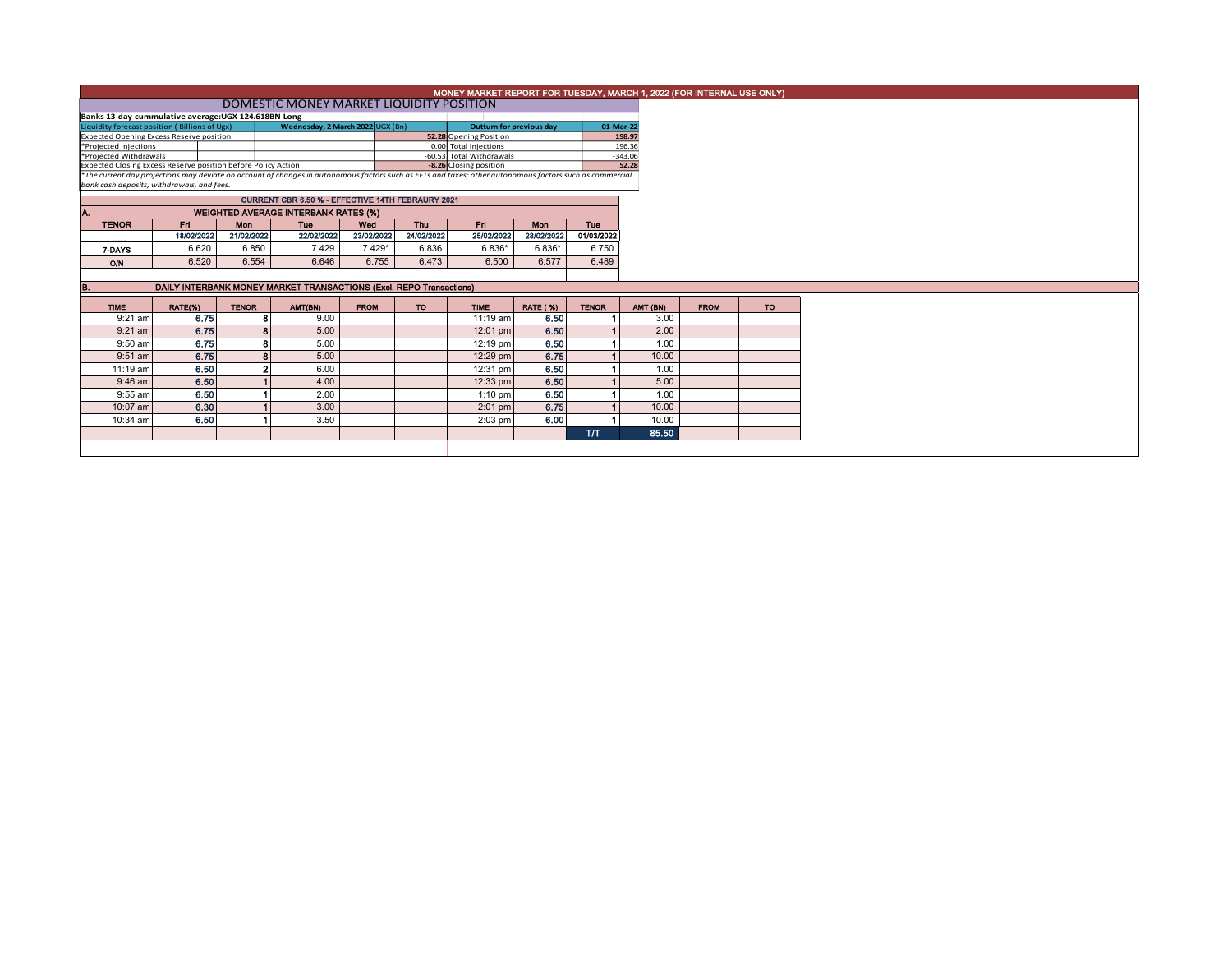# MONEY MARKET REPORT FOR TUESDAY, MARCH 1, 2022 (FOR INTERNAL USE ONLY)

## DOMESTIC MONEY MARKET LIQUIDITY POSITION

**Banks 13-day cummulative average:UGX 124.618BN Long**

| Liquidity forecast position ( Billions of Ugx) | Wednesday, 2 March 2022 UGX (Bn) | Outturn for previous day | 01-Mar-22 |
|---|---|---|---|
| Expected Opening Excess Reserve position | 52.28 | Opening Position | 198.97 |
| *Projected Injections | 0.00 | Total Injections | 196.36 |
| *Projected Withdrawals | -60.53 | Total Withdrawals | -343.06 |
| Expected Closing Excess Reserve position before Policy Action | -8.26 | Closing position | 52.28 |

*The current day projections may deviate on account of changes in autonomous factors such as EFTs and taxes; other autonomous factors such as commercial bank cash deposits, withdrawals, and fees.

**CURRENT CBR 6.50 % - EFFECTIVE 14TH FEBRAURY 2021**

### A. WEIGHTED AVERAGE INTERBANK RATES (%)

| TENOR | Fri | Mon | Tue | Wed | Thu | Fri | Mon | Tue |
|---|---|---|---|---|---|---|---|---|
| | 18/02/2022 | 21/02/2022 | 22/02/2022 | 23/02/2022 | 24/02/2022 | 25/02/2022 | 28/02/2022 | 01/03/2022 |
| 7-DAYS | 6.620 | 6.850 | 7.429 | 7.429* | 6.836 | 6.836* | 6.836* | 6.750 |
| O/N | 6.520 | 6.554 | 6.646 | 6.755 | 6.473 | 6.500 | 6.577 | 6.489 |

### B. DAILY INTERBANK MONEY MARKET TRANSACTIONS (Excl. REPO Transactions)

| TIME | RATE(%) | TENOR | AMT(BN) | FROM | TO | TIME | RATE ( %) | TENOR | AMT (BN) | FROM | TO |
|---|---|---|---|---|---|---|---|---|---|---|---|
| 9:21 am | 6.75 | 8 | 9.00 | | | 11:19 am | 6.50 | 1 | 3.00 | | |
| 9:21 am | 6.75 | 8 | 5.00 | | | 12:01 pm | 6.50 | 1 | 2.00 | | |
| 9:50 am | 6.75 | 8 | 5.00 | | | 12:19 pm | 6.50 | 1 | 1.00 | | |
| 9:51 am | 6.75 | 8 | 5.00 | | | 12:29 pm | 6.75 | 1 | 10.00 | | |
| 11:19 am | 6.50 | 2 | 6.00 | | | 12:31 pm | 6.50 | 1 | 1.00 | | |
| 9:46 am | 6.50 | 1 | 4.00 | | | 12:33 pm | 6.50 | 1 | 5.00 | | |
| 9:55 am | 6.50 | 1 | 2.00 | | | 1:10 pm | 6.50 | 1 | 1.00 | | |
| 10:07 am | 6.30 | 1 | 3.00 | | | 2:01 pm | 6.75 | 1 | 10.00 | | |
| 10:34 am | 6.50 | 1 | 3.50 | | | 2:03 pm | 6.00 | 1 | 10.00 | | |
| | | | | | | | | T/T | 85.50 | | |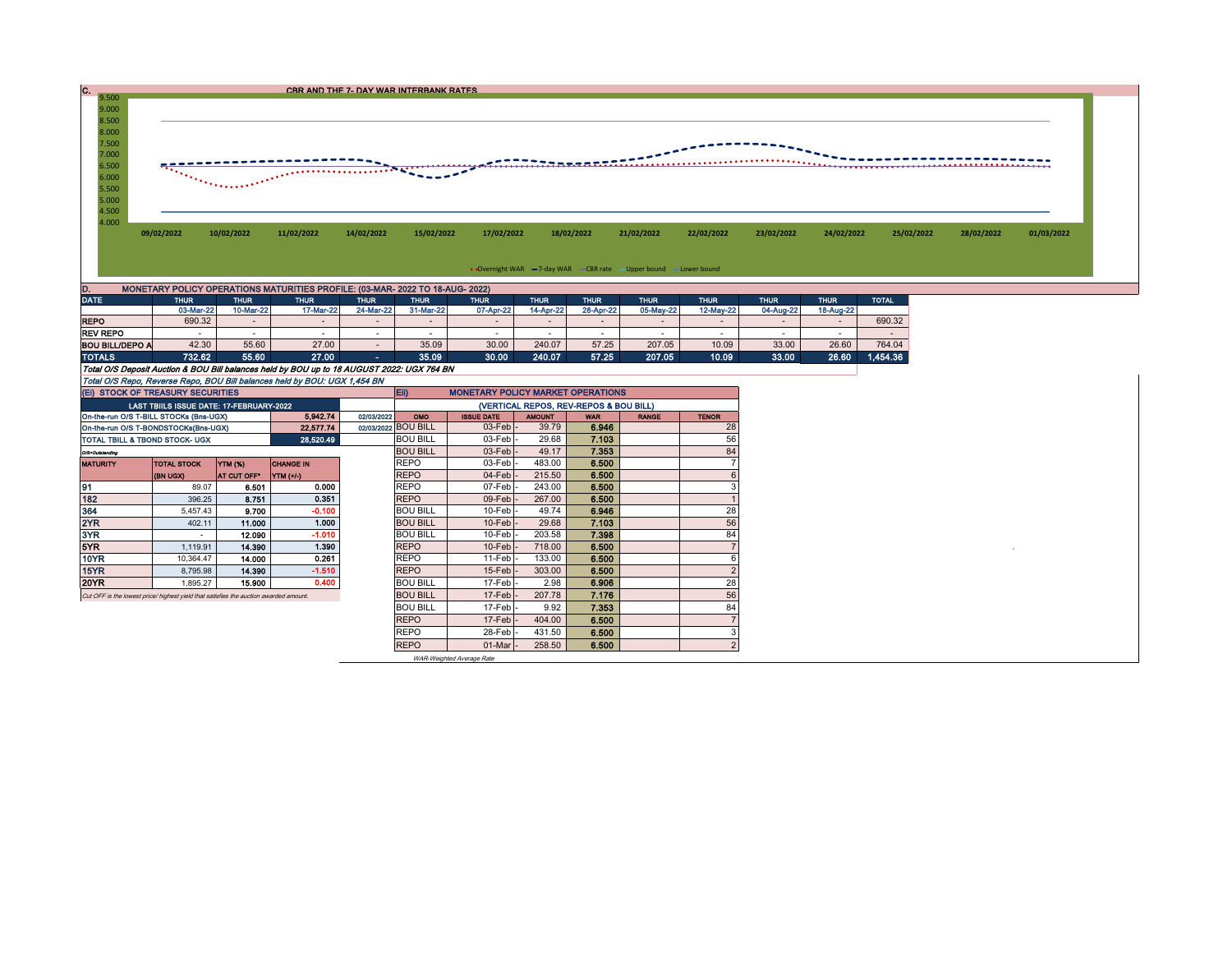## C. CBR AND THE 7- DAY WAR INTERBANK RATES

9.500
9.000
8.500
8.000
7.500
7.000
6.500
6.000
5.500
5.000
4.500
4.000

09/02/2022 10/02/2022 11/02/2022 14/02/2022 15/02/2022 17/02/2022 18/02/2022 21/02/2022 22/02/2022 23/02/2022 24/02/2022 25/02/2022 28/02/2022 01/03/2022

Overnight WAR — 7-day WAR — CBR rate — Upper bound — Lower bound

## D. MONETARY POLICY OPERATIONS MATURITIES PROFILE: (03-MAR- 2022 TO 18-AUG- 2022)

| DATE | THUR | THUR | THUR | THUR | THUR | THUR | THUR | THUR | THUR | THUR | THUR | THUR | TOTAL |
|---|---|---|---|---|---|---|---|---|---|---|---|---|---|
| | 03-Mar-22 | 10-Mar-22 | 17-Mar-22 | 24-Mar-22 | 31-Mar-22 | 07-Apr-22 | 14-Apr-22 | 28-Apr-22 | 05-May-22 | 12-May-22 | 04-Aug-22 | 18-Aug-22 | |
| REPO | 690.32 | - | - | - | - | - | - | - | - | - | - | - | 690.32 |
| REV REPO | - | - | - | - | - | - | - | - | - | - | - | - | - |
| BOU BILL/DEPO A | 42.30 | 55.60 | 27.00 | - | 35.09 | 30.00 | 240.07 | 57.25 | 207.05 | 10.09 | 33.00 | 26.60 | 764.04 |
| TOTALS | 732.62 | 55.60 | 27.00 | - | 35.09 | 30.00 | 240.07 | 57.25 | 207.05 | 10.09 | 33.00 | 26.60 | 1,454.36 |

*Total O/S Deposit Auction & BOU Bill balances held by BOU up to 18 AUGUST 2022: UGX 764 BN*

*Total O/S Repo, Reverse Repo, BOU Bill balances held by BOU: UGX 1,454 BN*

## (EI) STOCK OF TREASURY SECURITIES

| LAST TBIILS ISSUE DATE: 17-FEBRUARY-2022 | | | |
|---|---|---|---|
| On-the-run O/S T-BILL STOCKs (Bns-UGX) | | 5,942.74 | 02/03/2022 |
| On-the-run O/S T-BONDSTOCKs(Bns-UGX) | | 22,577.74 | 02/03/2022 |
| TOTAL TBILL & TBOND STOCK- UGX | | 28,520.49 | |

O/S=Outstanding

| MATURITY | TOTAL STOCK (BN UGX) | YTM (%) AT CUT OFF* | CHANGE IN YTM (+/-) |
|---|---|---|---|
| 91 | 89.07 | 6.501 | 0.000 |
| 182 | 396.25 | 8.751 | 0.351 |
| 364 | 5,457.43 | 9.700 | -0.100 |
| 2YR | 402.11 | 11.000 | 1.000 |
| 3YR | - | 12.090 | -1.010 |
| 5YR | 1,119.91 | 14.390 | 1.390 |
| 10YR | 10,364.47 | 14.000 | 0.261 |
| 15YR | 8,795.98 | 14.390 | -1.510 |
| 20YR | 1,895.27 | 15.900 | 0.400 |

*Cut OFF is the lowest price/ highest yield that satisfies the auction awarded amount.*

## Eii) MONETARY POLICY MARKET OPERATIONS

(VERTICAL REPOS, REV-REPOS & BOU BILL)

| OMO | ISSUE DATE | AMOUNT | WAR | RANGE | TENOR |
|---|---|---|---|---|---|
| BOU BILL | 03-Feb - | 39.79 | 6.946 | | 28 |
| BOU BILL | 03-Feb - | 29.68 | 7.103 | | 56 |
| BOU BILL | 03-Feb - | 49.17 | 7.353 | | 84 |
| REPO | 03-Feb - | 483.00 | 6.500 | | 7 |
| REPO | 04-Feb - | 215.50 | 6.500 | | 6 |
| REPO | 07-Feb - | 243.00 | 6.500 | | 3 |
| REPO | 09-Feb - | 267.00 | 6.500 | | 1 |
| BOU BILL | 10-Feb - | 49.74 | 6.946 | | 28 |
| BOU BILL | 10-Feb - | 29.68 | 7.103 | | 56 |
| BOU BILL | 10-Feb - | 203.58 | 7.398 | | 84 |
| REPO | 10-Feb - | 718.00 | 6.500 | | 7 |
| REPO | 11-Feb - | 133.00 | 6.500 | | 6 |
| REPO | 15-Feb - | 303.00 | 6.500 | | 2 |
| BOU BILL | 17-Feb - | 2.98 | 6.906 | | 28 |
| BOU BILL | 17-Feb - | 207.78 | 7.176 | | 56 |
| BOU BILL | 17-Feb - | 9.92 | 7.353 | | 84 |
| REPO | 17-Feb - | 404.00 | 6.500 | | 7 |
| REPO | 28-Feb - | 431.50 | 6.500 | | 3 |
| REPO | 01-Mar - | 258.50 | 6.500 | | 2 |

*WAR-Weighted Average Rate*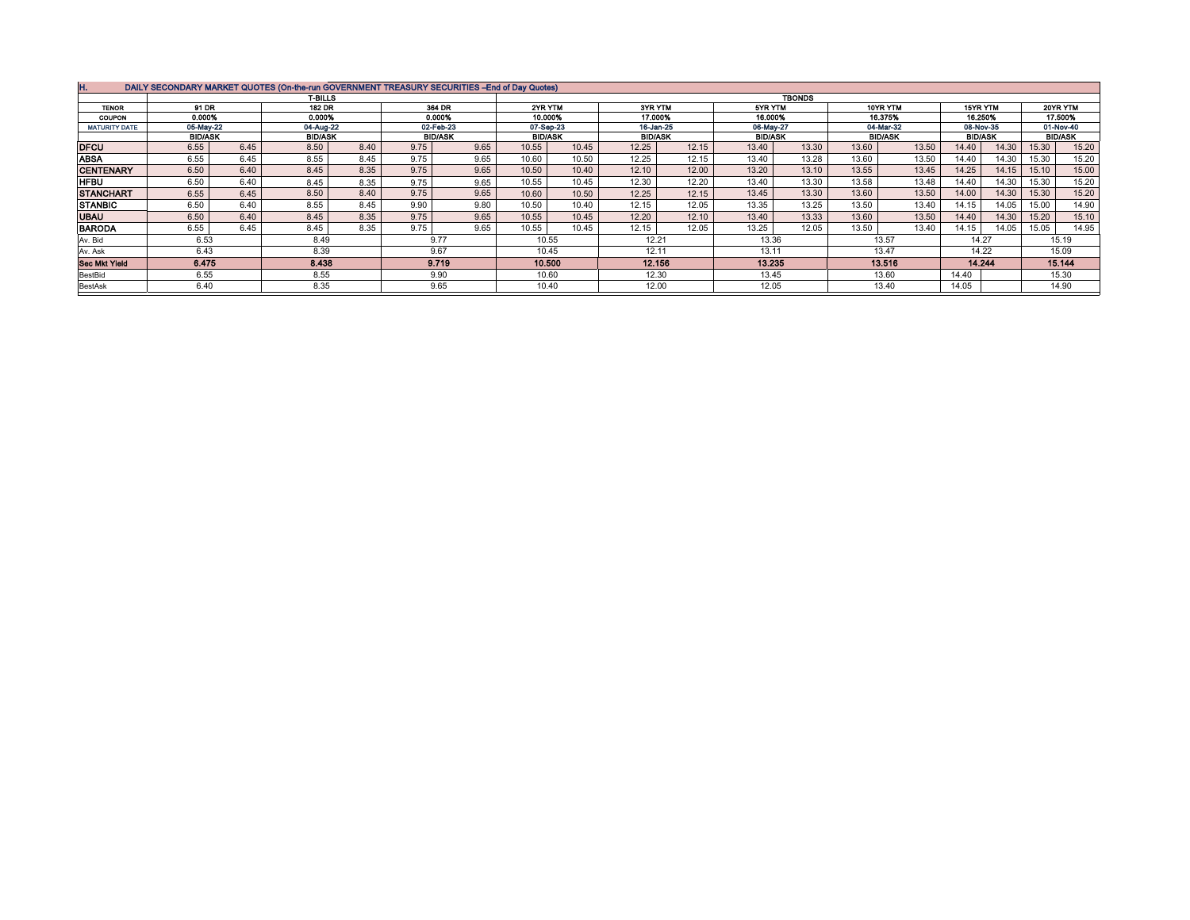| H. DAILY SECONDARY MARKET QUOTES (On-the-run GOVERNMENT TREASURY SECURITIES –End of Day Quotes) | | | | | | | | | | | | | | | | | | |
|---|---|---|---|---|---|---|---|---|---|---|---|---|---|---|---|---|---|---|
| | T-BILLS | | | | | | TBONDS | | | | | | | | | | | |
| TENOR | 91 DR | | 182 DR | | 364 DR | | 2YR YTM | | 3YR YTM | | 5YR YTM | | 10YR YTM | | 15YR YTM | | 20YR YTM | |
| COUPON | 0.000% | | 0.000% | | 0.000% | | 10.000% | | 17.000% | | 16.000% | | 16.375% | | 16.250% | | 17.500% | |
| MATURITY DATE | 05-May-22 | | 04-Aug-22 | | 02-Feb-23 | | 07-Sep-23 | | 16-Jan-25 | | 06-May-27 | | 04-Mar-32 | | 08-Nov-35 | | 01-Nov-40 | |
| | BID/ASK | | BID/ASK | | BID/ASK | | BID/ASK | | BID/ASK | | BID/ASK | | BID/ASK | | BID/ASK | | BID/ASK | |
| DFCU | 6.55 | 6.45 | 8.50 | 8.40 | 9.75 | 9.65 | 10.55 | 10.45 | 12.25 | 12.15 | 13.40 | 13.30 | 13.60 | 13.50 | 14.40 | 14.30 | 15.30 | 15.20 |
| ABSA | 6.55 | 6.45 | 8.55 | 8.45 | 9.75 | 9.65 | 10.60 | 10.50 | 12.25 | 12.15 | 13.40 | 13.28 | 13.60 | 13.50 | 14.40 | 14.30 | 15.30 | 15.20 |
| CENTENARY | 6.50 | 6.40 | 8.45 | 8.35 | 9.75 | 9.65 | 10.50 | 10.40 | 12.10 | 12.00 | 13.20 | 13.10 | 13.55 | 13.45 | 14.25 | 14.15 | 15.10 | 15.00 |
| HFBU | 6.50 | 6.40 | 8.45 | 8.35 | 9.75 | 9.65 | 10.55 | 10.45 | 12.30 | 12.20 | 13.40 | 13.30 | 13.58 | 13.48 | 14.40 | 14.30 | 15.30 | 15.20 |
| STANCHART | 6.55 | 6.45 | 8.50 | 8.40 | 9.75 | 9.65 | 10.60 | 10.50 | 12.25 | 12.15 | 13.45 | 13.30 | 13.60 | 13.50 | 14.00 | 14.30 | 15.30 | 15.20 |
| STANBIC | 6.50 | 6.40 | 8.55 | 8.45 | 9.90 | 9.80 | 10.50 | 10.40 | 12.15 | 12.05 | 13.35 | 13.25 | 13.50 | 13.40 | 14.15 | 14.05 | 15.00 | 14.90 |
| UBAU | 6.50 | 6.40 | 8.45 | 8.35 | 9.75 | 9.65 | 10.55 | 10.45 | 12.20 | 12.10 | 13.40 | 13.33 | 13.60 | 13.50 | 14.40 | 14.30 | 15.20 | 15.10 |
| BARODA | 6.55 | 6.45 | 8.45 | 8.35 | 9.75 | 9.65 | 10.55 | 10.45 | 12.15 | 12.05 | 13.25 | 12.05 | 13.50 | 13.40 | 14.15 | 14.05 | 15.05 | 14.95 |
| Av. Bid | 6.53 | | 8.49 | | 9.77 | | 10.55 | | 12.21 | | 13.36 | | 13.57 | | 14.27 | | 15.19 | |
| Av. Ask | 6.43 | | 8.39 | | 9.67 | | 10.45 | | 12.11 | | 13.11 | | 13.47 | | 14.22 | | 15.09 | |
| Sec Mkt Yield | 6.475 | | 8.438 | | 9.719 | | 10.500 | | 12.156 | | 13.235 | | 13.516 | | 14.244 | | 15.144 | |
| BestBid | 6.55 | | 8.55 | | 9.90 | | 10.60 | | 12.30 | | 13.45 | | 13.60 | | 14.40 | | 15.30 | |
| BestAsk | 6.40 | | 8.35 | | 9.65 | | 10.40 | | 12.00 | | 12.05 | | 13.40 | | 14.05 | | 14.90 | |